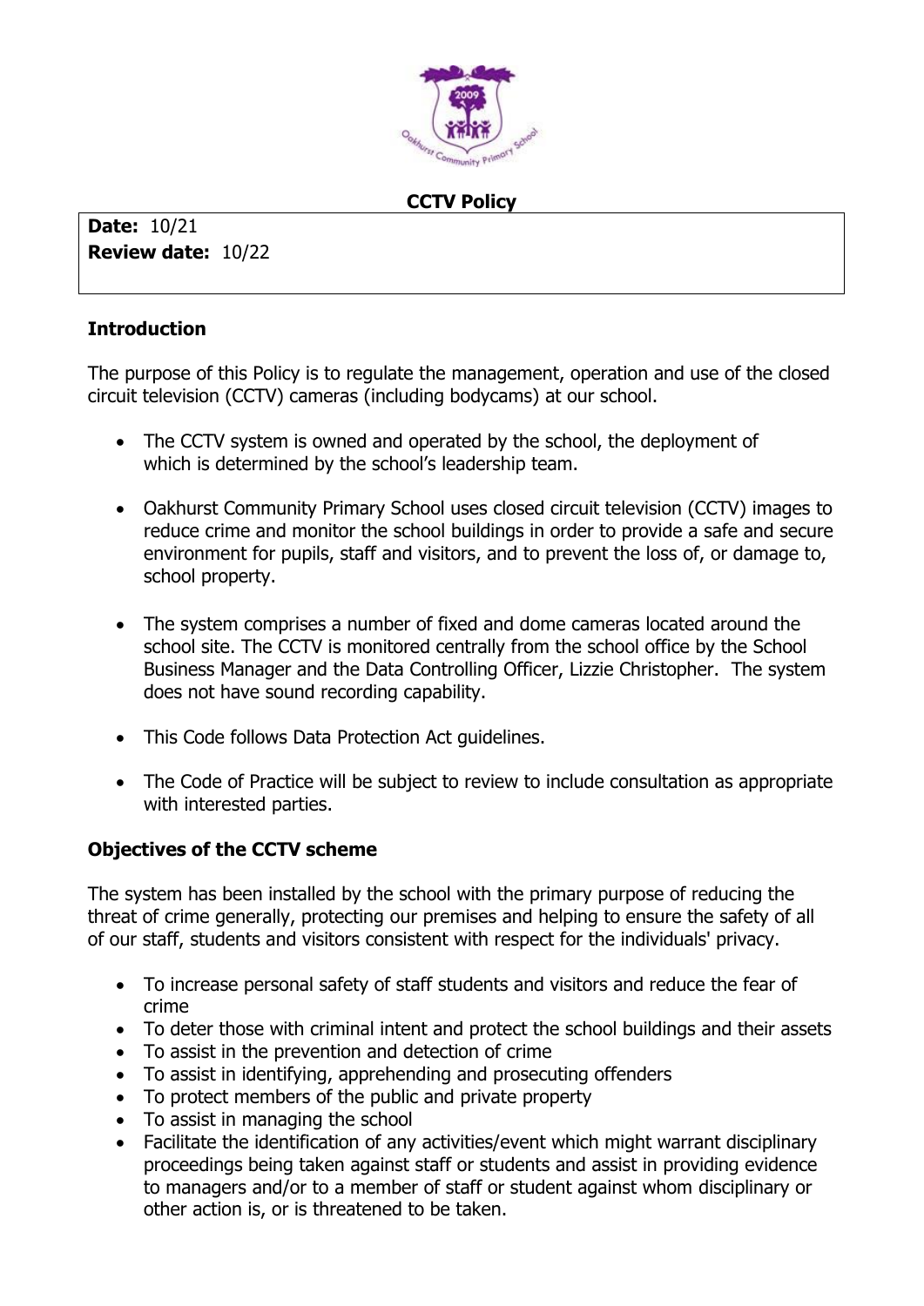# CCTV Policy

**Date:** 10/21
**Review date:** 10/22

## Introduction

The purpose of this Policy is to regulate the management, operation and use of the closed circuit television (CCTV) cameras (including bodycams) at our school.

- The CCTV system is owned and operated by the school, the deployment of which is determined by the school's leadership team.
- Oakhurst Community Primary School uses closed circuit television (CCTV) images to reduce crime and monitor the school buildings in order to provide a safe and secure environment for pupils, staff and visitors, and to prevent the loss of, or damage to, school property.
- The system comprises a number of fixed and dome cameras located around the school site. The CCTV is monitored centrally from the school office by the School Business Manager and the Data Controlling Officer, Lizzie Christopher. The system does not have sound recording capability.
- This Code follows Data Protection Act guidelines.
- The Code of Practice will be subject to review to include consultation as appropriate with interested parties.

## Objectives of the CCTV scheme

The system has been installed by the school with the primary purpose of reducing the threat of crime generally, protecting our premises and helping to ensure the safety of all of our staff, students and visitors consistent with respect for the individuals' privacy.

- To increase personal safety of staff students and visitors and reduce the fear of crime
- To deter those with criminal intent and protect the school buildings and their assets
- To assist in the prevention and detection of crime
- To assist in identifying, apprehending and prosecuting offenders
- To protect members of the public and private property
- To assist in managing the school
- Facilitate the identification of any activities/event which might warrant disciplinary proceedings being taken against staff or students and assist in providing evidence to managers and/or to a member of staff or student against whom disciplinary or other action is, or is threatened to be taken.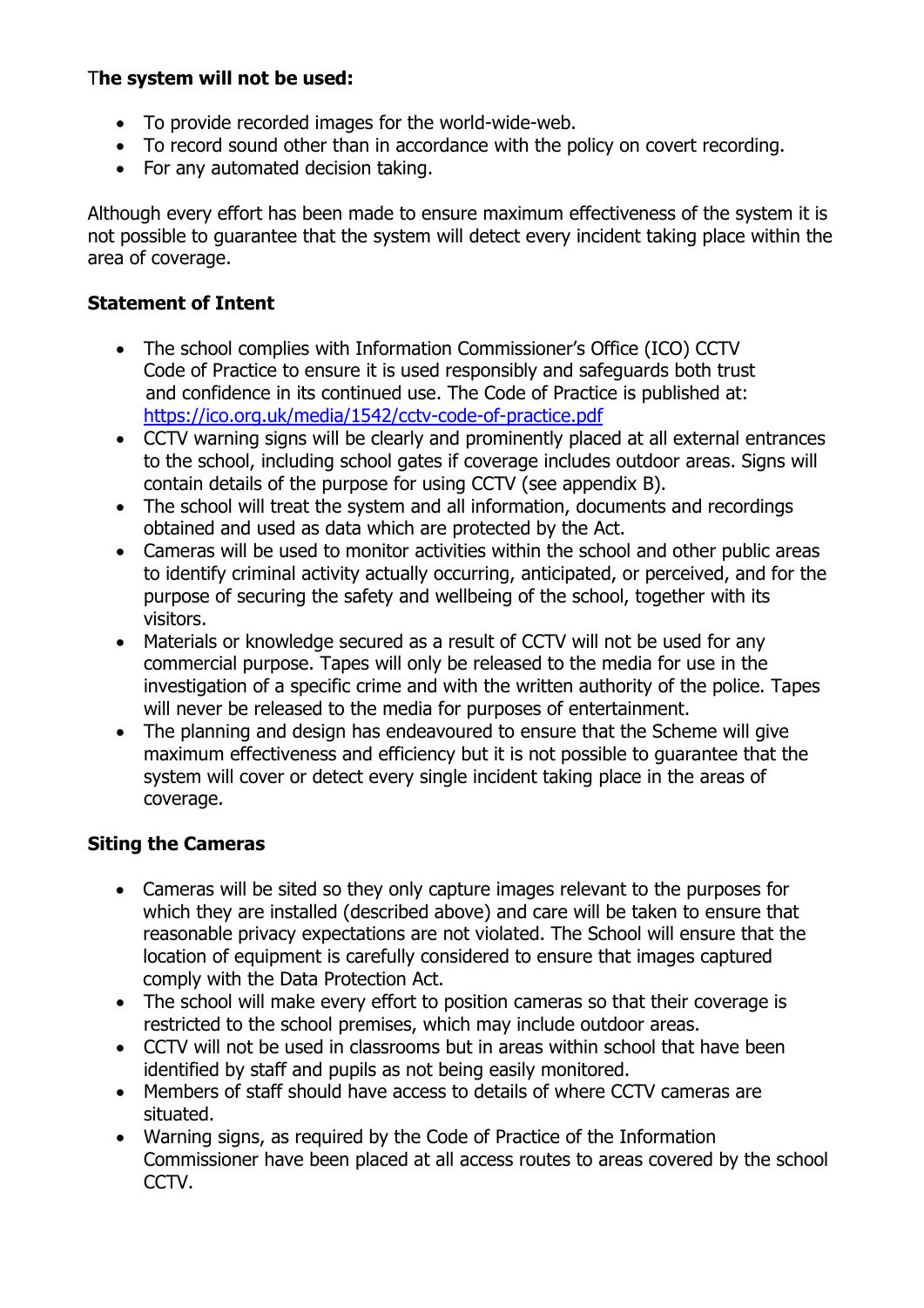**The system will not be used:**

- To provide recorded images for the world-wide-web.
- To record sound other than in accordance with the policy on covert recording.
- For any automated decision taking.

Although every effort has been made to ensure maximum effectiveness of the system it is not possible to guarantee that the system will detect every incident taking place within the area of coverage.

**Statement of Intent**

- The school complies with Information Commissioner's Office (ICO) CCTV Code of Practice to ensure it is used responsibly and safeguards both trust and confidence in its continued use. The Code of Practice is published at: https://ico.org.uk/media/1542/cctv-code-of-practice.pdf
- CCTV warning signs will be clearly and prominently placed at all external entrances to the school, including school gates if coverage includes outdoor areas. Signs will contain details of the purpose for using CCTV (see appendix B).
- The school will treat the system and all information, documents and recordings obtained and used as data which are protected by the Act.
- Cameras will be used to monitor activities within the school and other public areas to identify criminal activity actually occurring, anticipated, or perceived, and for the purpose of securing the safety and wellbeing of the school, together with its visitors.
- Materials or knowledge secured as a result of CCTV will not be used for any commercial purpose. Tapes will only be released to the media for use in the investigation of a specific crime and with the written authority of the police. Tapes will never be released to the media for purposes of entertainment.
- The planning and design has endeavoured to ensure that the Scheme will give maximum effectiveness and efficiency but it is not possible to guarantee that the system will cover or detect every single incident taking place in the areas of coverage.

**Siting the Cameras**

- Cameras will be sited so they only capture images relevant to the purposes for which they are installed (described above) and care will be taken to ensure that reasonable privacy expectations are not violated. The School will ensure that the location of equipment is carefully considered to ensure that images captured comply with the Data Protection Act.
- The school will make every effort to position cameras so that their coverage is restricted to the school premises, which may include outdoor areas.
- CCTV will not be used in classrooms but in areas within school that have been identified by staff and pupils as not being easily monitored.
- Members of staff should have access to details of where CCTV cameras are situated.
- Warning signs, as required by the Code of Practice of the Information Commissioner have been placed at all access routes to areas covered by the school CCTV.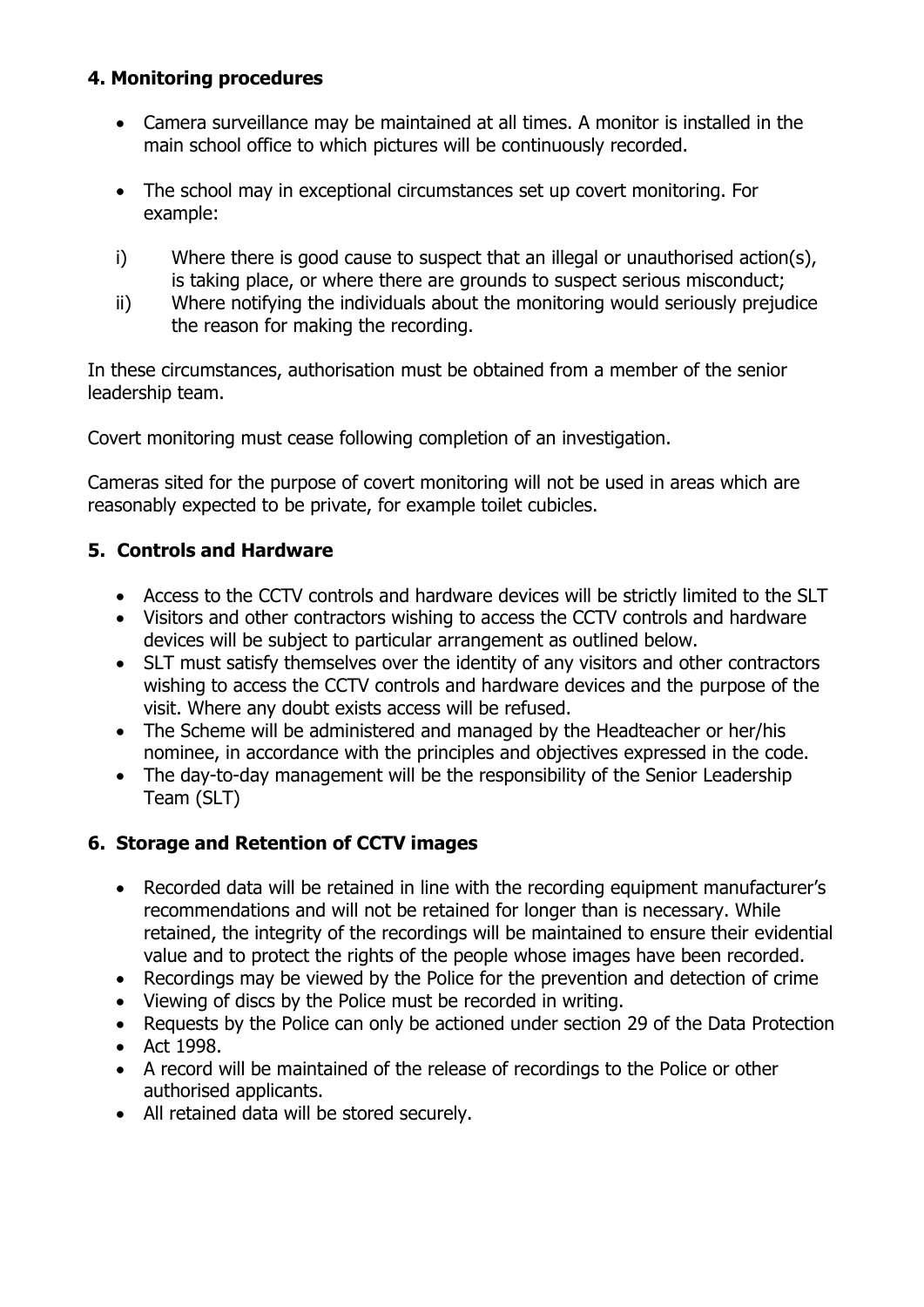## 4. Monitoring procedures

- Camera surveillance may be maintained at all times. A monitor is installed in the main school office to which pictures will be continuously recorded.

- The school may in exceptional circumstances set up covert monitoring. For example:

i) Where there is good cause to suspect that an illegal or unauthorised action(s), is taking place, or where there are grounds to suspect serious misconduct;

ii) Where notifying the individuals about the monitoring would seriously prejudice the reason for making the recording.

In these circumstances, authorisation must be obtained from a member of the senior leadership team.

Covert monitoring must cease following completion of an investigation.

Cameras sited for the purpose of covert monitoring will not be used in areas which are reasonably expected to be private, for example toilet cubicles.

## 5. Controls and Hardware

- Access to the CCTV controls and hardware devices will be strictly limited to the SLT
- Visitors and other contractors wishing to access the CCTV controls and hardware devices will be subject to particular arrangement as outlined below.
- SLT must satisfy themselves over the identity of any visitors and other contractors wishing to access the CCTV controls and hardware devices and the purpose of the visit. Where any doubt exists access will be refused.
- The Scheme will be administered and managed by the Headteacher or her/his nominee, in accordance with the principles and objectives expressed in the code.
- The day-to-day management will be the responsibility of the Senior Leadership Team (SLT)

## 6. Storage and Retention of CCTV images

- Recorded data will be retained in line with the recording equipment manufacturer's recommendations and will not be retained for longer than is necessary. While retained, the integrity of the recordings will be maintained to ensure their evidential value and to protect the rights of the people whose images have been recorded.
- Recordings may be viewed by the Police for the prevention and detection of crime
- Viewing of discs by the Police must be recorded in writing.
- Requests by the Police can only be actioned under section 29 of the Data Protection
- Act 1998.
- A record will be maintained of the release of recordings to the Police or other authorised applicants.
- All retained data will be stored securely.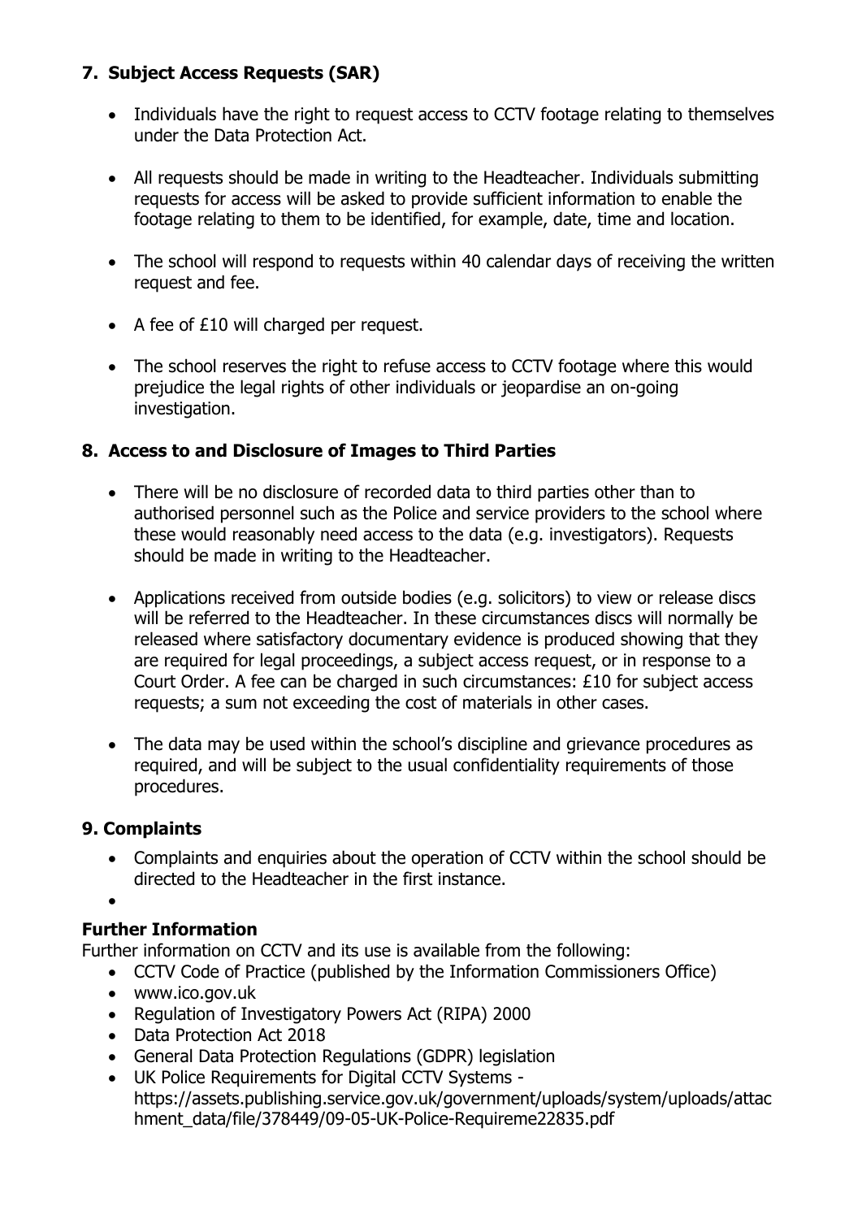## 7. Subject Access Requests (SAR)

- Individuals have the right to request access to CCTV footage relating to themselves under the Data Protection Act.
- All requests should be made in writing to the Headteacher. Individuals submitting requests for access will be asked to provide sufficient information to enable the footage relating to them to be identified, for example, date, time and location.
- The school will respond to requests within 40 calendar days of receiving the written request and fee.
- A fee of £10 will charged per request.
- The school reserves the right to refuse access to CCTV footage where this would prejudice the legal rights of other individuals or jeopardise an on-going investigation.

## 8. Access to and Disclosure of Images to Third Parties

- There will be no disclosure of recorded data to third parties other than to authorised personnel such as the Police and service providers to the school where these would reasonably need access to the data (e.g. investigators). Requests should be made in writing to the Headteacher.
- Applications received from outside bodies (e.g. solicitors) to view or release discs will be referred to the Headteacher. In these circumstances discs will normally be released where satisfactory documentary evidence is produced showing that they are required for legal proceedings, a subject access request, or in response to a Court Order. A fee can be charged in such circumstances: £10 for subject access requests; a sum not exceeding the cost of materials in other cases.
- The data may be used within the school's discipline and grievance procedures as required, and will be subject to the usual confidentiality requirements of those procedures.

## 9. Complaints

- Complaints and enquiries about the operation of CCTV within the school should be directed to the Headteacher in the first instance.

### Further Information

Further information on CCTV and its use is available from the following:

- CCTV Code of Practice (published by the Information Commissioners Office)
- www.ico.gov.uk
- Regulation of Investigatory Powers Act (RIPA) 2000
- Data Protection Act 2018
- General Data Protection Regulations (GDPR) legislation
- UK Police Requirements for Digital CCTV Systems - https://assets.publishing.service.gov.uk/government/uploads/system/uploads/attachment_data/file/378449/09-05-UK-Police-Requireme22835.pdf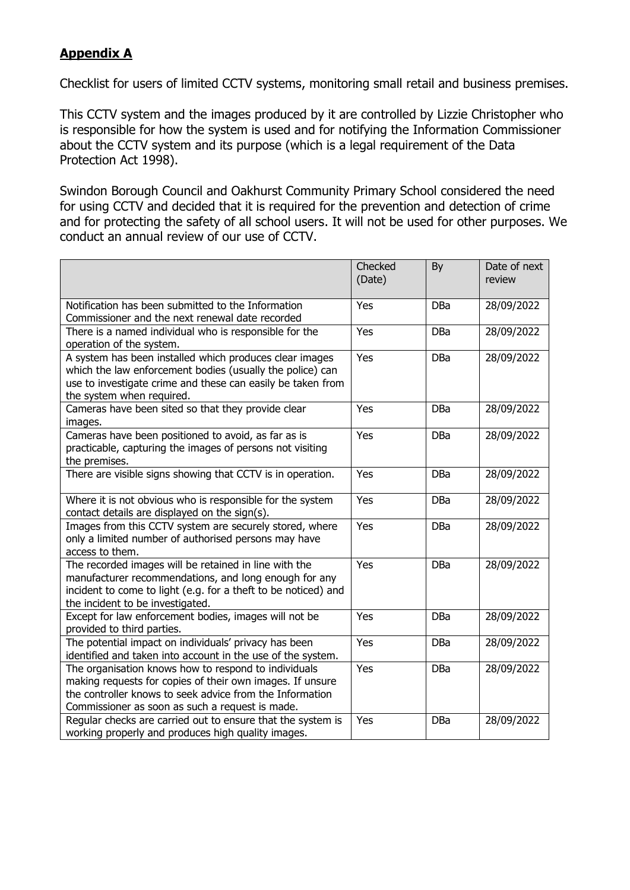## **Appendix A**

Checklist for users of limited CCTV systems, monitoring small retail and business premises.

This CCTV system and the images produced by it are controlled by Lizzie Christopher who is responsible for how the system is used and for notifying the Information Commissioner about the CCTV system and its purpose (which is a legal requirement of the Data Protection Act 1998).

Swindon Borough Council and Oakhurst Community Primary School considered the need for using CCTV and decided that it is required for the prevention and detection of crime and for protecting the safety of all school users. It will not be used for other purposes. We conduct an annual review of our use of CCTV.

| | Checked (Date) | By | Date of next review |
|---|---|---|---|
| Notification has been submitted to the Information Commissioner and the next renewal date recorded | Yes | DBa | 28/09/2022 |
| There is a named individual who is responsible for the operation of the system. | Yes | DBa | 28/09/2022 |
| A system has been installed which produces clear images which the law enforcement bodies (usually the police) can use to investigate crime and these can easily be taken from the system when required. | Yes | DBa | 28/09/2022 |
| Cameras have been sited so that they provide clear images. | Yes | DBa | 28/09/2022 |
| Cameras have been positioned to avoid, as far as is practicable, capturing the images of persons not visiting the premises. | Yes | DBa | 28/09/2022 |
| There are visible signs showing that CCTV is in operation. | Yes | DBa | 28/09/2022 |
| Where it is not obvious who is responsible for the system contact details are displayed on the sign(s). | Yes | DBa | 28/09/2022 |
| Images from this CCTV system are securely stored, where only a limited number of authorised persons may have access to them. | Yes | DBa | 28/09/2022 |
| The recorded images will be retained in line with the manufacturer recommendations, and long enough for any incident to come to light (e.g. for a theft to be noticed) and the incident to be investigated. | Yes | DBa | 28/09/2022 |
| Except for law enforcement bodies, images will not be provided to third parties. | Yes | DBa | 28/09/2022 |
| The potential impact on individuals' privacy has been identified and taken into account in the use of the system. | Yes | DBa | 28/09/2022 |
| The organisation knows how to respond to individuals making requests for copies of their own images. If unsure the controller knows to seek advice from the Information Commissioner as soon as such a request is made. | Yes | DBa | 28/09/2022 |
| Regular checks are carried out to ensure that the system is working properly and produces high quality images. | Yes | DBa | 28/09/2022 |